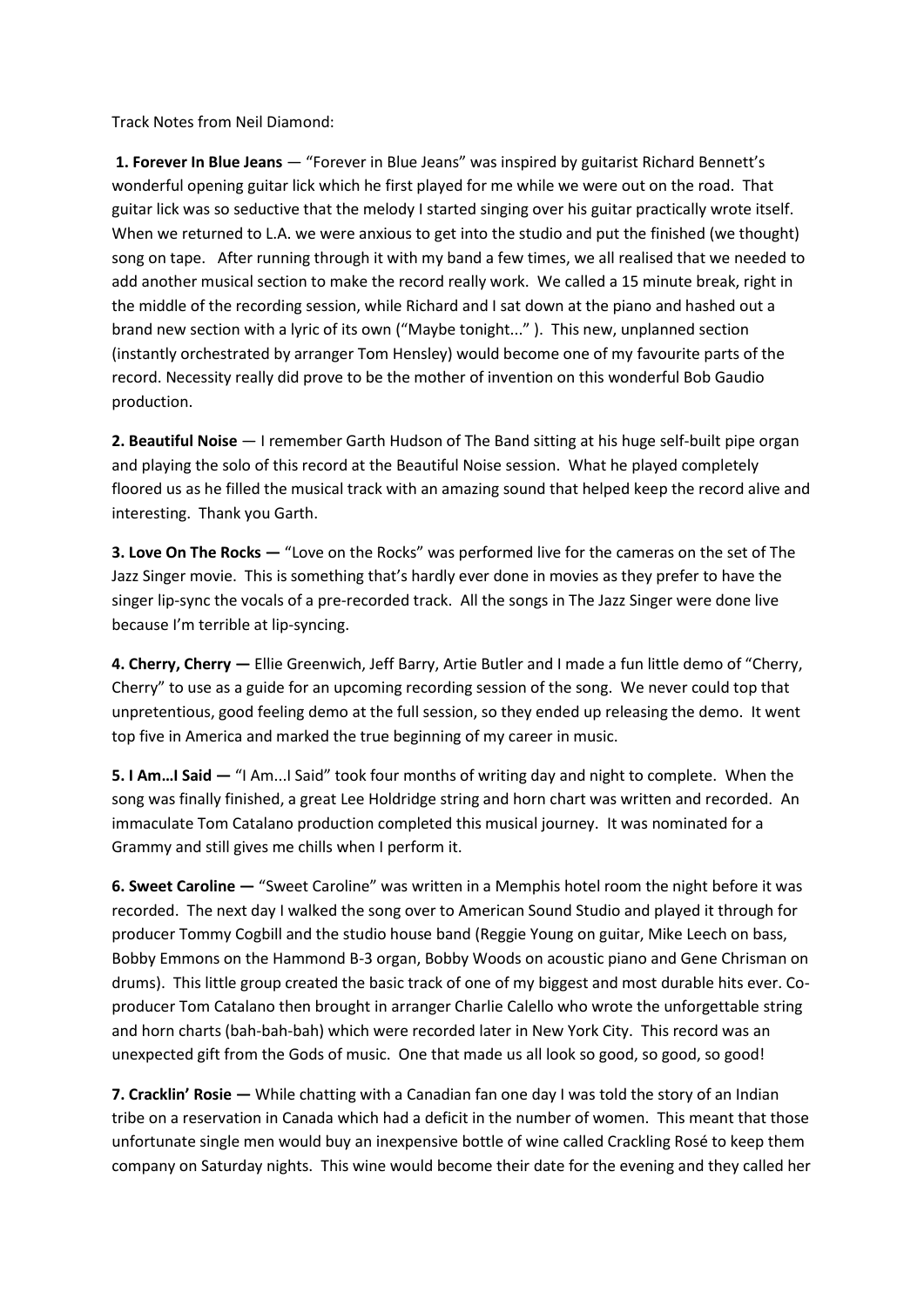Track Notes from Neil Diamond:

**1. Forever In Blue Jeans** — "Forever in Blue Jeans" was inspired by guitarist Richard Bennett's wonderful opening guitar lick which he first played for me while we were out on the road. That guitar lick was so seductive that the melody I started singing over his guitar practically wrote itself. When we returned to L.A. we were anxious to get into the studio and put the finished (we thought) song on tape. After running through it with my band a few times, we all realised that we needed to add another musical section to make the record really work. We called a 15 minute break, right in the middle of the recording session, while Richard and I sat down at the piano and hashed out a brand new section with a lyric of its own ("Maybe tonight..." ). This new, unplanned section (instantly orchestrated by arranger Tom Hensley) would become one of my favourite parts of the record. Necessity really did prove to be the mother of invention on this wonderful Bob Gaudio production.

**2. Beautiful Noise** — I remember Garth Hudson of The Band sitting at his huge self-built pipe organ and playing the solo of this record at the Beautiful Noise session. What he played completely floored us as he filled the musical track with an amazing sound that helped keep the record alive and interesting. Thank you Garth.

**3. Love On The Rocks —** "Love on the Rocks" was performed live for the cameras on the set of The Jazz Singer movie. This is something that's hardly ever done in movies as they prefer to have the singer lip-sync the vocals of a pre-recorded track. All the songs in The Jazz Singer were done live because I'm terrible at lip-syncing.

**4. Cherry, Cherry —** Ellie Greenwich, Jeff Barry, Artie Butler and I made a fun little demo of "Cherry, Cherry" to use as a guide for an upcoming recording session of the song. We never could top that unpretentious, good feeling demo at the full session, so they ended up releasing the demo. It went top five in America and marked the true beginning of my career in music.

**5. I Am…I Said —** "I Am...I Said" took four months of writing day and night to complete. When the song was finally finished, a great Lee Holdridge string and horn chart was written and recorded. An immaculate Tom Catalano production completed this musical journey. It was nominated for a Grammy and still gives me chills when I perform it.

**6. Sweet Caroline —** "Sweet Caroline" was written in a Memphis hotel room the night before it was recorded. The next day I walked the song over to American Sound Studio and played it through for producer Tommy Cogbill and the studio house band (Reggie Young on guitar, Mike Leech on bass, Bobby Emmons on the Hammond B-3 organ, Bobby Woods on acoustic piano and Gene Chrisman on drums). This little group created the basic track of one of my biggest and most durable hits ever. Co-producer Tom Catalano then brought in arranger Charlie Calello who wrote the unforgettable string and horn charts (bah-bah-bah) which were recorded later in New York City. This record was an unexpected gift from the Gods of music. One that made us all look so good, so good, so good!

**7. Cracklin' Rosie —** While chatting with a Canadian fan one day I was told the story of an Indian tribe on a reservation in Canada which had a deficit in the number of women. This meant that those unfortunate single men would buy an inexpensive bottle of wine called Crackling Rosé to keep them company on Saturday nights. This wine would become their date for the evening and they called her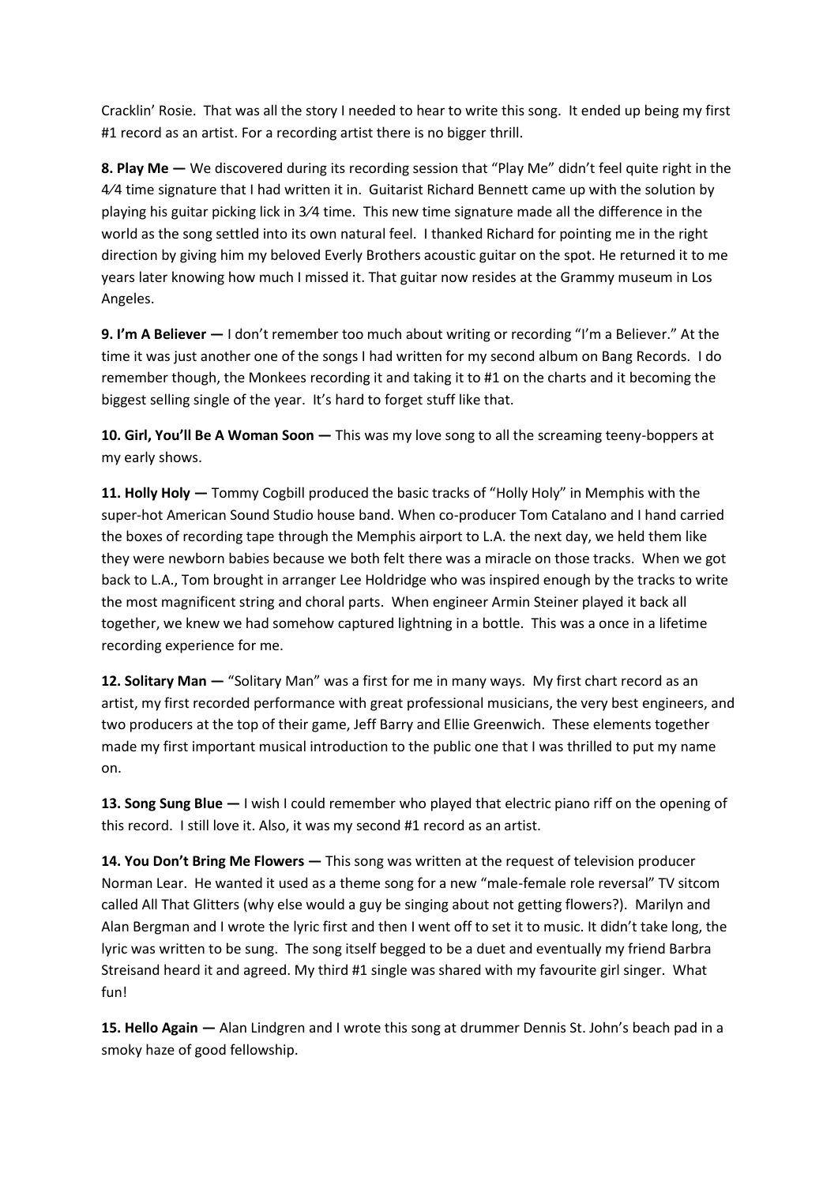Cracklin' Rosie. That was all the story I needed to hear to write this song. It ended up being my first #1 record as an artist. For a recording artist there is no bigger thrill.

**8. Play Me —** We discovered during its recording session that "Play Me" didn't feel quite right in the 4⁄4 time signature that I had written it in. Guitarist Richard Bennett came up with the solution by playing his guitar picking lick in 3⁄4 time. This new time signature made all the difference in the world as the song settled into its own natural feel. I thanked Richard for pointing me in the right direction by giving him my beloved Everly Brothers acoustic guitar on the spot. He returned it to me years later knowing how much I missed it. That guitar now resides at the Grammy museum in Los Angeles.

**9. I'm A Believer —** I don't remember too much about writing or recording "I'm a Believer." At the time it was just another one of the songs I had written for my second album on Bang Records. I do remember though, the Monkees recording it and taking it to #1 on the charts and it becoming the biggest selling single of the year. It's hard to forget stuff like that.

**10. Girl, You'll Be A Woman Soon —** This was my love song to all the screaming teeny-boppers at my early shows.

**11. Holly Holy —** Tommy Cogbill produced the basic tracks of "Holly Holy" in Memphis with the super-hot American Sound Studio house band. When co-producer Tom Catalano and I hand carried the boxes of recording tape through the Memphis airport to L.A. the next day, we held them like they were newborn babies because we both felt there was a miracle on those tracks. When we got back to L.A., Tom brought in arranger Lee Holdridge who was inspired enough by the tracks to write the most magnificent string and choral parts. When engineer Armin Steiner played it back all together, we knew we had somehow captured lightning in a bottle. This was a once in a lifetime recording experience for me.

**12. Solitary Man —** "Solitary Man" was a first for me in many ways. My first chart record as an artist, my first recorded performance with great professional musicians, the very best engineers, and two producers at the top of their game, Jeff Barry and Ellie Greenwich. These elements together made my first important musical introduction to the public one that I was thrilled to put my name on.

**13. Song Sung Blue —** I wish I could remember who played that electric piano riff on the opening of this record. I still love it. Also, it was my second #1 record as an artist.

**14. You Don't Bring Me Flowers —** This song was written at the request of television producer Norman Lear. He wanted it used as a theme song for a new "male-female role reversal" TV sitcom called All That Glitters (why else would a guy be singing about not getting flowers?). Marilyn and Alan Bergman and I wrote the lyric first and then I went off to set it to music. It didn't take long, the lyric was written to be sung. The song itself begged to be a duet and eventually my friend Barbra Streisand heard it and agreed. My third #1 single was shared with my favourite girl singer. What fun!

**15. Hello Again —** Alan Lindgren and I wrote this song at drummer Dennis St. John's beach pad in a smoky haze of good fellowship.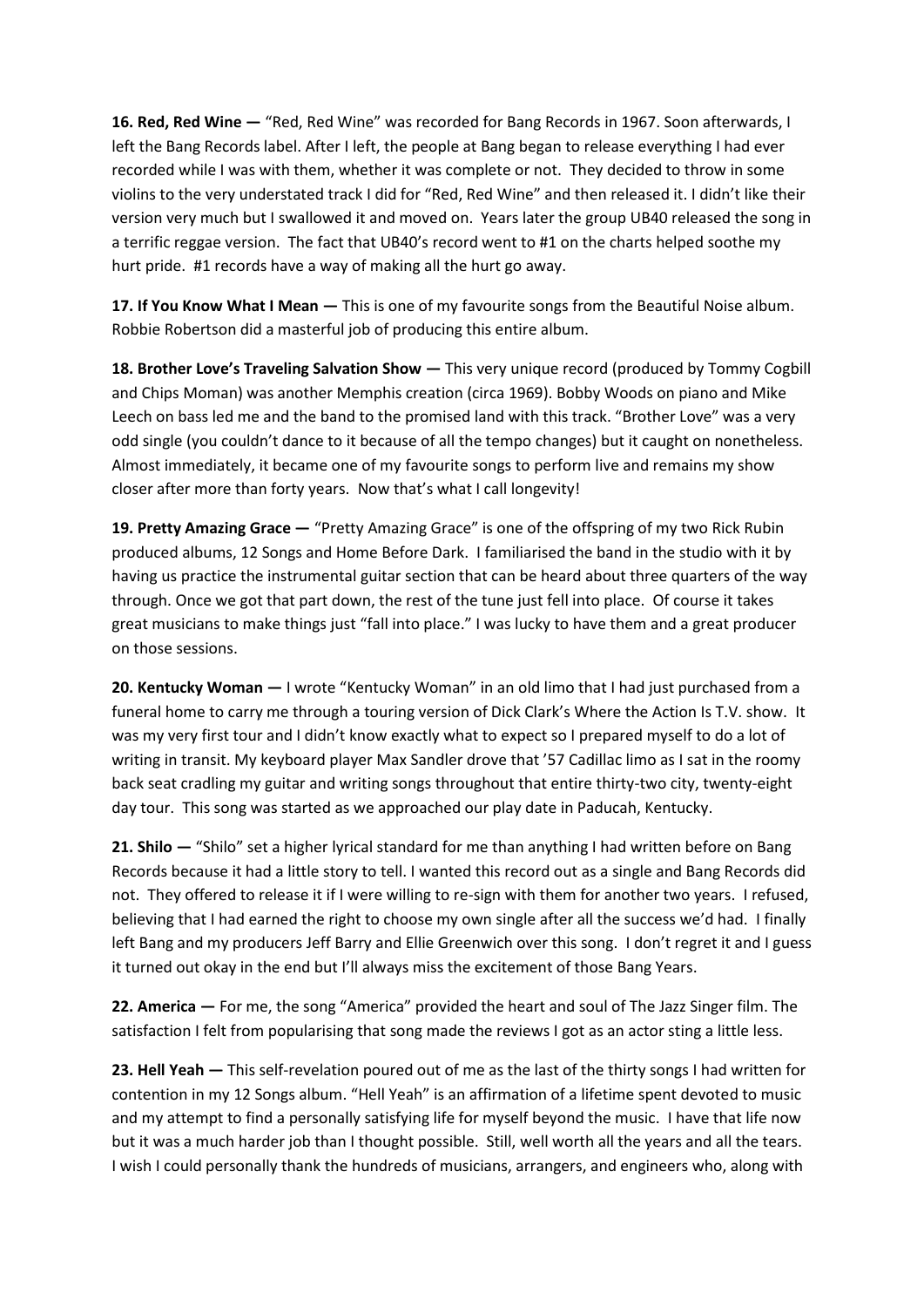**16. Red, Red Wine —** "Red, Red Wine" was recorded for Bang Records in 1967. Soon afterwards, I left the Bang Records label. After I left, the people at Bang began to release everything I had ever recorded while I was with them, whether it was complete or not. They decided to throw in some violins to the very understated track I did for "Red, Red Wine" and then released it. I didn't like their version very much but I swallowed it and moved on. Years later the group UB40 released the song in a terrific reggae version. The fact that UB40's record went to #1 on the charts helped soothe my hurt pride. #1 records have a way of making all the hurt go away.

**17. If You Know What I Mean —** This is one of my favourite songs from the Beautiful Noise album. Robbie Robertson did a masterful job of producing this entire album.

**18. Brother Love's Traveling Salvation Show —** This very unique record (produced by Tommy Cogbill and Chips Moman) was another Memphis creation (circa 1969). Bobby Woods on piano and Mike Leech on bass led me and the band to the promised land with this track. "Brother Love" was a very odd single (you couldn't dance to it because of all the tempo changes) but it caught on nonetheless. Almost immediately, it became one of my favourite songs to perform live and remains my show closer after more than forty years. Now that's what I call longevity!

**19. Pretty Amazing Grace —** "Pretty Amazing Grace" is one of the offspring of my two Rick Rubin produced albums, 12 Songs and Home Before Dark. I familiarised the band in the studio with it by having us practice the instrumental guitar section that can be heard about three quarters of the way through. Once we got that part down, the rest of the tune just fell into place. Of course it takes great musicians to make things just "fall into place." I was lucky to have them and a great producer on those sessions.

**20. Kentucky Woman —** I wrote "Kentucky Woman" in an old limo that I had just purchased from a funeral home to carry me through a touring version of Dick Clark's Where the Action Is T.V. show. It was my very first tour and I didn't know exactly what to expect so I prepared myself to do a lot of writing in transit. My keyboard player Max Sandler drove that '57 Cadillac limo as I sat in the roomy back seat cradling my guitar and writing songs throughout that entire thirty-two city, twenty-eight day tour. This song was started as we approached our play date in Paducah, Kentucky.

**21. Shilo —** "Shilo" set a higher lyrical standard for me than anything I had written before on Bang Records because it had a little story to tell. I wanted this record out as a single and Bang Records did not. They offered to release it if I were willing to re-sign with them for another two years. I refused, believing that I had earned the right to choose my own single after all the success we'd had. I finally left Bang and my producers Jeff Barry and Ellie Greenwich over this song. I don't regret it and I guess it turned out okay in the end but I'll always miss the excitement of those Bang Years.

**22. America —** For me, the song "America" provided the heart and soul of The Jazz Singer film. The satisfaction I felt from popularising that song made the reviews I got as an actor sting a little less.

**23. Hell Yeah —** This self-revelation poured out of me as the last of the thirty songs I had written for contention in my 12 Songs album. "Hell Yeah" is an affirmation of a lifetime spent devoted to music and my attempt to find a personally satisfying life for myself beyond the music. I have that life now but it was a much harder job than I thought possible. Still, well worth all the years and all the tears. I wish I could personally thank the hundreds of musicians, arrangers, and engineers who, along with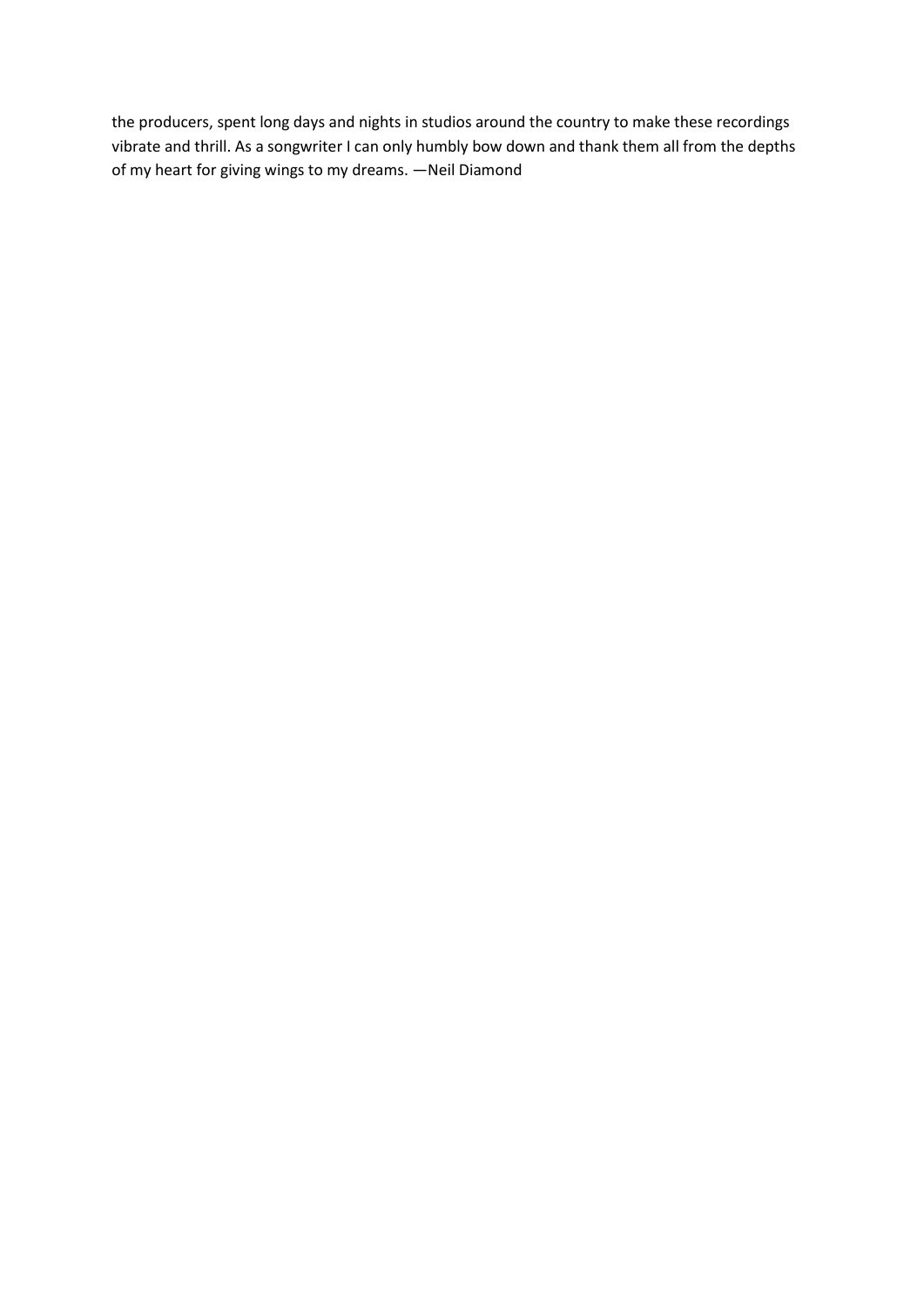the producers, spent long days and nights in studios around the country to make these recordings vibrate and thrill. As a songwriter I can only humbly bow down and thank them all from the depths of my heart for giving wings to my dreams. —Neil Diamond